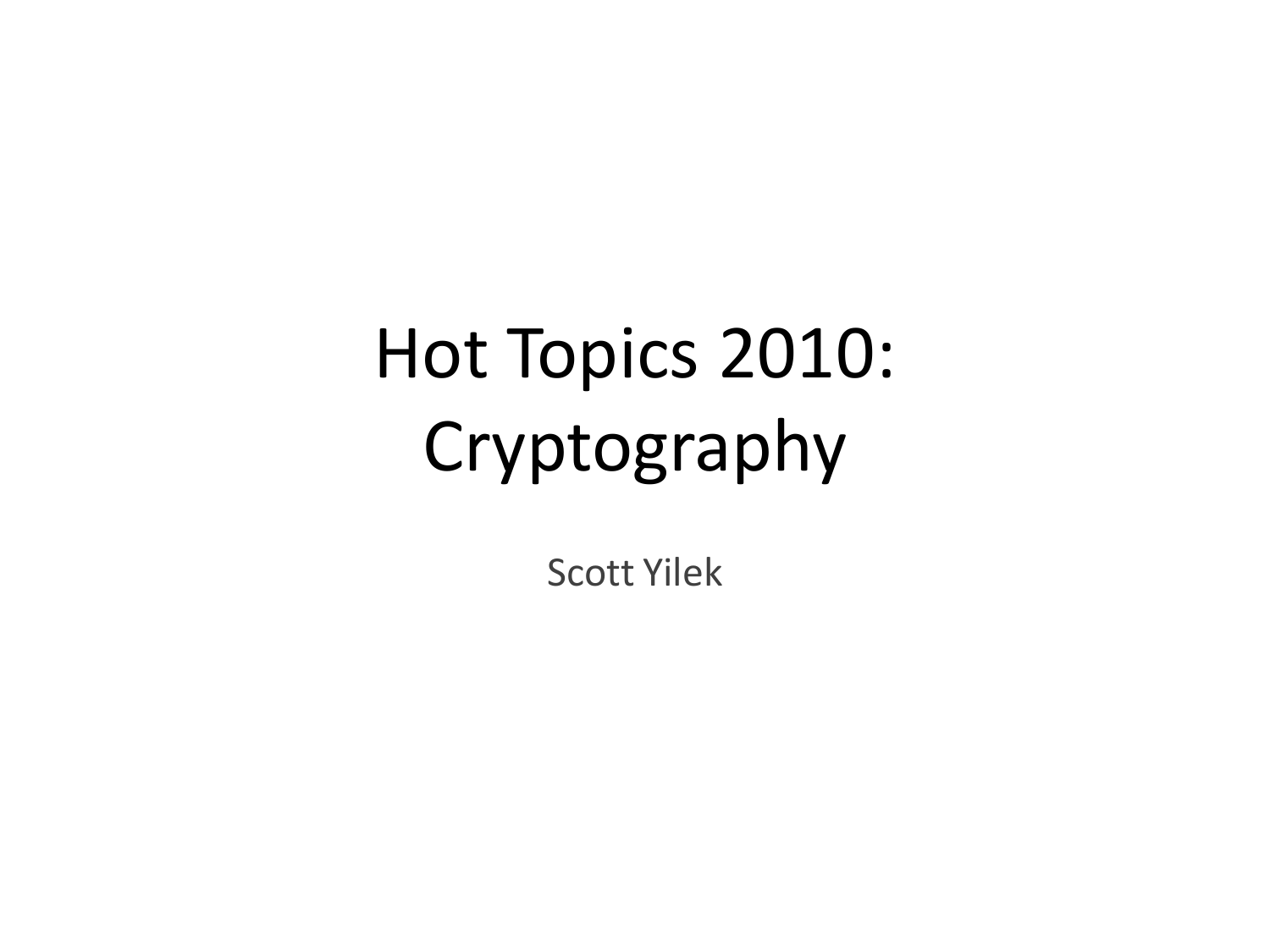# Hot Topics 2010: Cryptography

Scott Yilek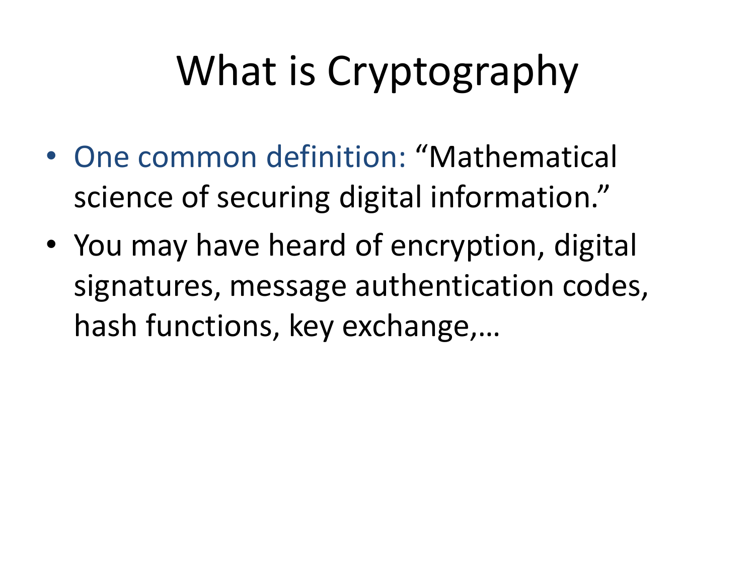# What is Cryptography

- One common definition: "Mathematical science of securing digital information."
- You may have heard of encryption, digital signatures, message authentication codes, hash functions, key exchange,…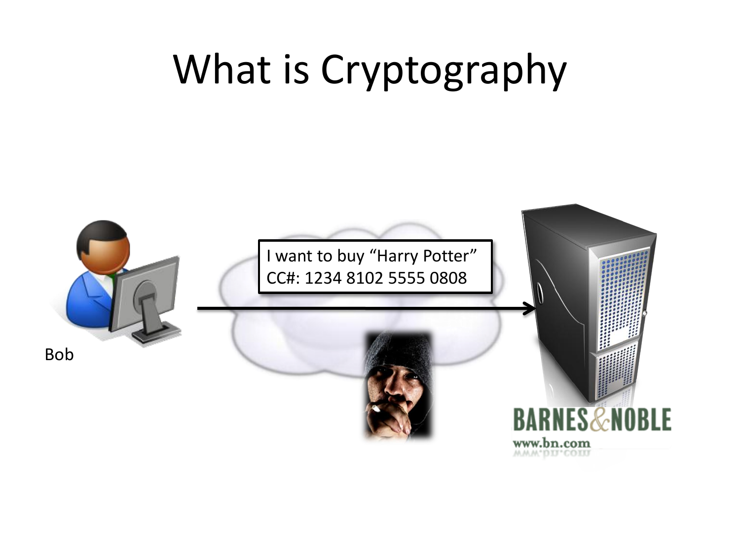# What is Cryptography

I want to buy “Harry Potter”
CC#: 1234 8102 5555 0808

Bob

BARNES&NOBLE
www.bn.com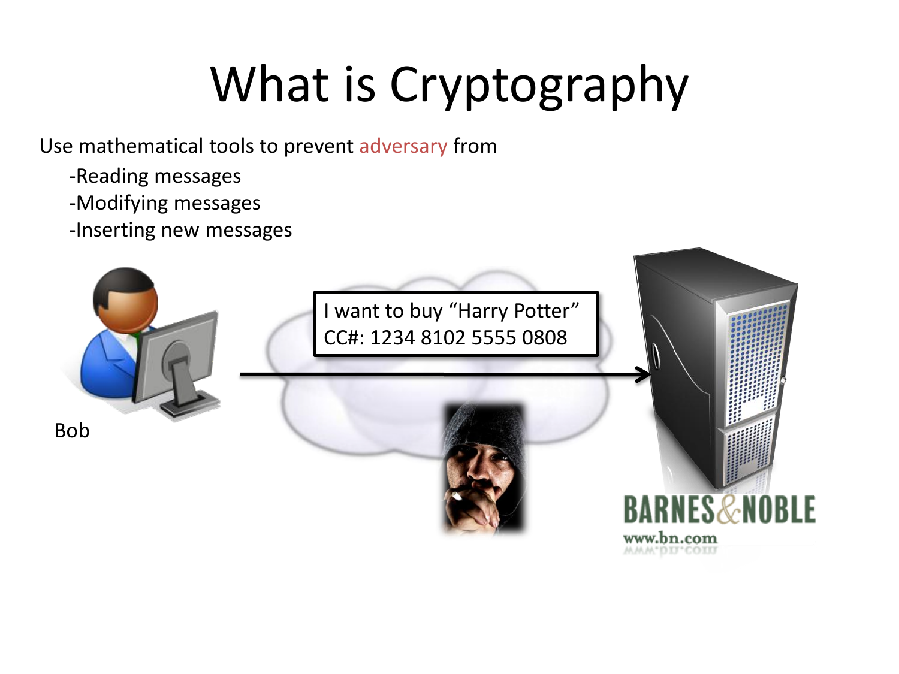# What is Cryptography

Use mathematical tools to prevent adversary from

- -Reading messages
- -Modifying messages
- -Inserting new messages

I want to buy "Harry Potter"
CC#: 1234 8102 5555 0808

Bob

BARNES&NOBLE
www.bn.com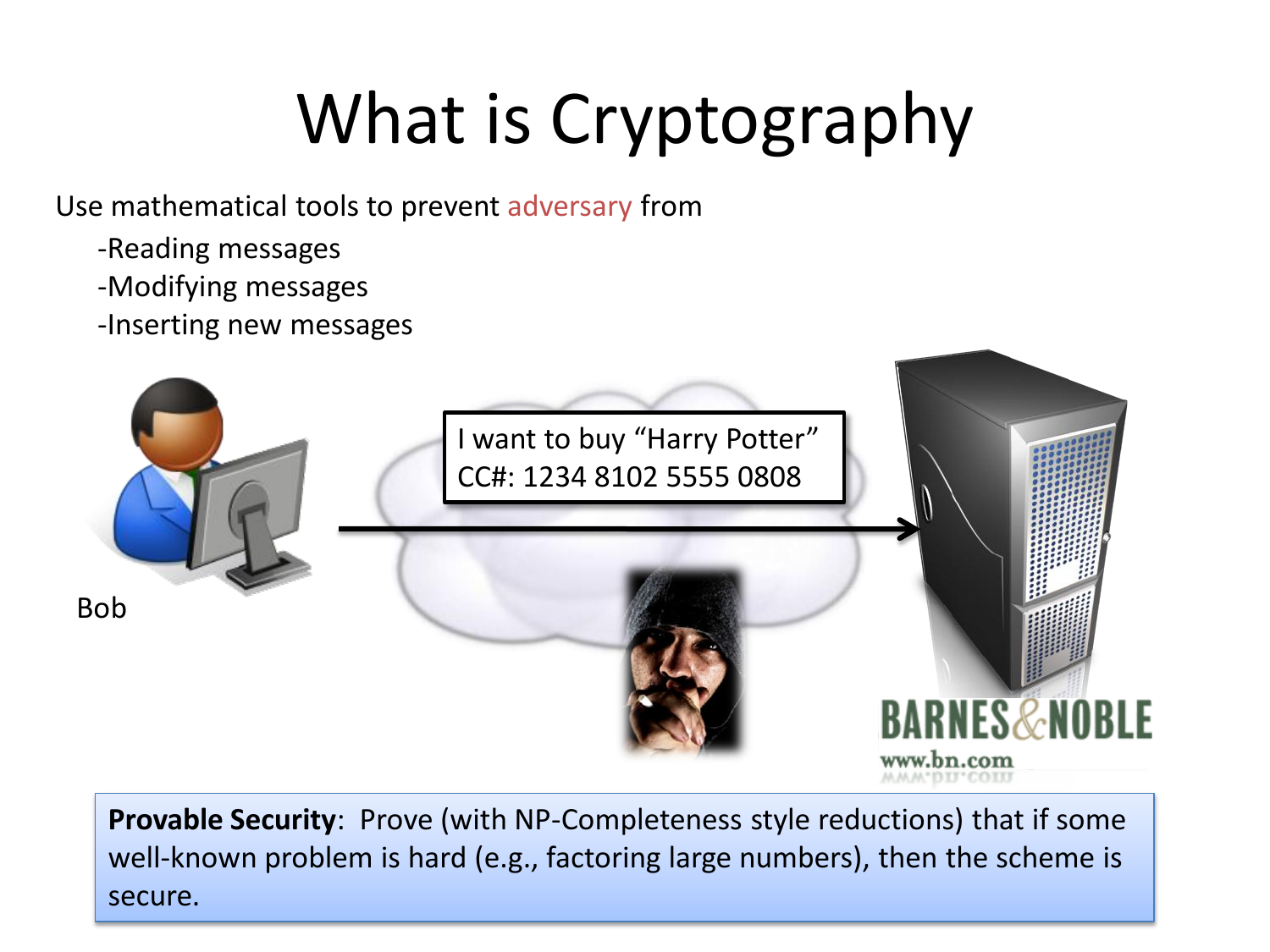# What is Cryptography

Use mathematical tools to prevent adversary from

- Reading messages
- Modifying messages
- Inserting new messages

I want to buy "Harry Potter"
CC#: 1234 8102 5555 0808

Bob

BARNES&NOBLE
www.bn.com

**Provable Security**: Prove (with NP-Completeness style reductions) that if some well-known problem is hard (e.g., factoring large numbers), then the scheme is secure.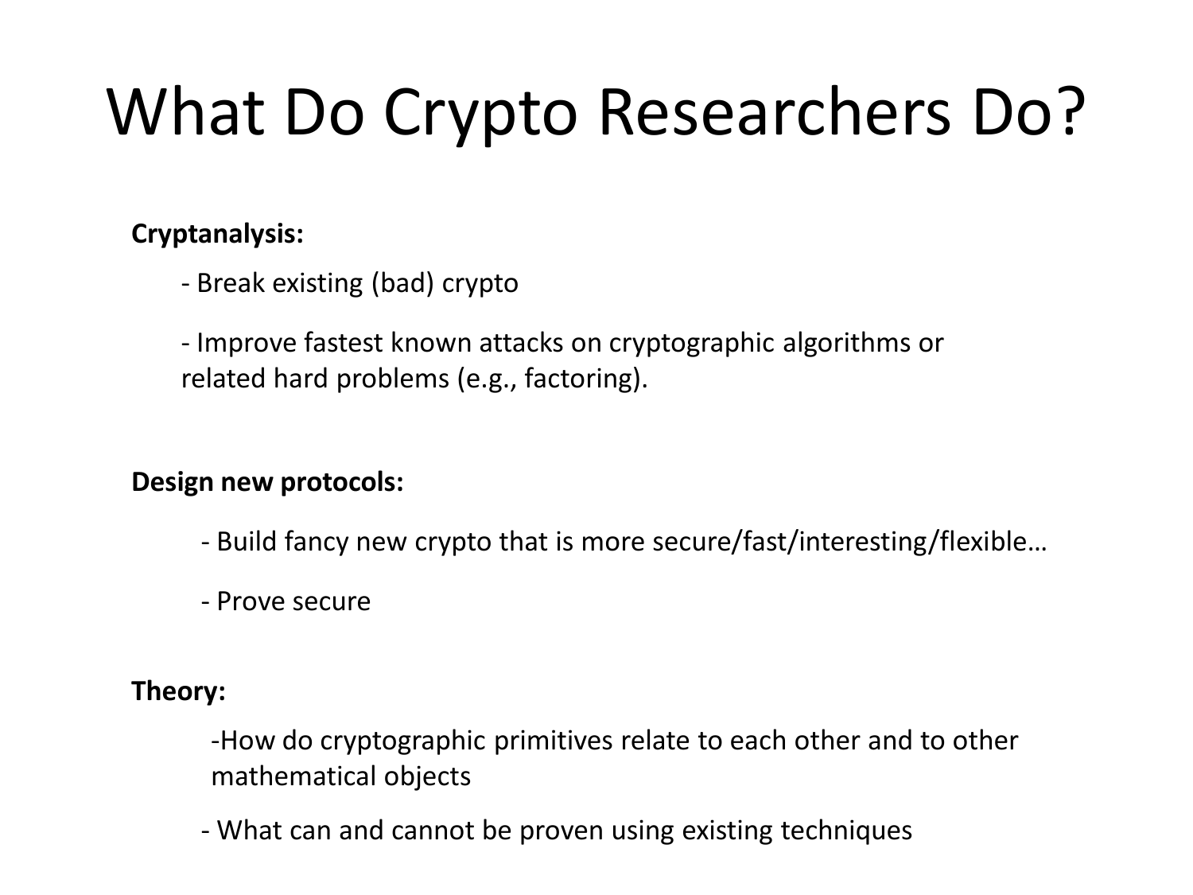# What Do Crypto Researchers Do?

**Cryptanalysis:**

- Break existing (bad) crypto
- Improve fastest known attacks on cryptographic algorithms or related hard problems (e.g., factoring).

**Design new protocols:**

- Build fancy new crypto that is more secure/fast/interesting/flexible…
- Prove secure

**Theory:**

- How do cryptographic primitives relate to each other and to other mathematical objects
- What can and cannot be proven using existing techniques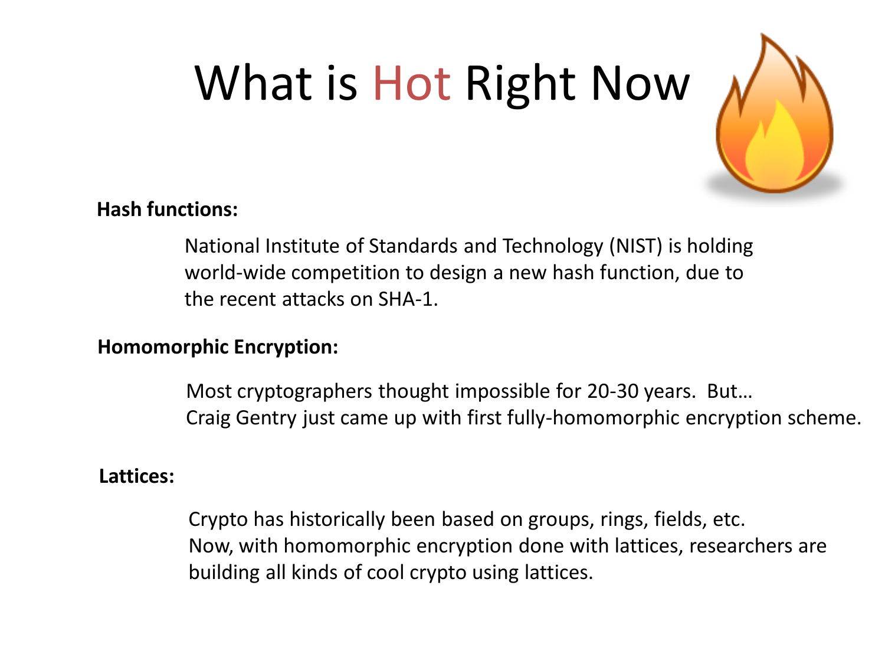# What is Hot Right Now

**Hash functions:**

National Institute of Standards and Technology (NIST) is holding world-wide competition to design a new hash function, due to the recent attacks on SHA-1.

**Homomorphic Encryption:**

Most cryptographers thought impossible for 20-30 years. But…
Craig Gentry just came up with first fully-homomorphic encryption scheme.

**Lattices:**

Crypto has historically been based on groups, rings, fields, etc.
Now, with homomorphic encryption done with lattices, researchers are building all kinds of cool crypto using lattices.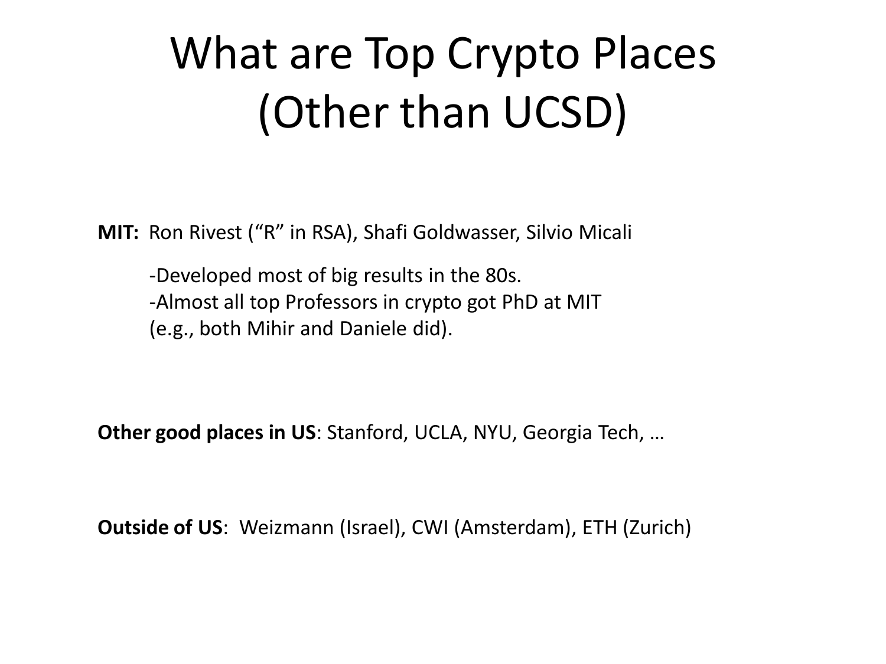# What are Top Crypto Places (Other than UCSD)

**MIT:** Ron Rivest ("R" in RSA), Shafi Goldwasser, Silvio Micali

-Developed most of big results in the 80s.
-Almost all top Professors in crypto got PhD at MIT
(e.g., both Mihir and Daniele did).

**Other good places in US**: Stanford, UCLA, NYU, Georgia Tech, …

**Outside of US**: Weizmann (Israel), CWI (Amsterdam), ETH (Zurich)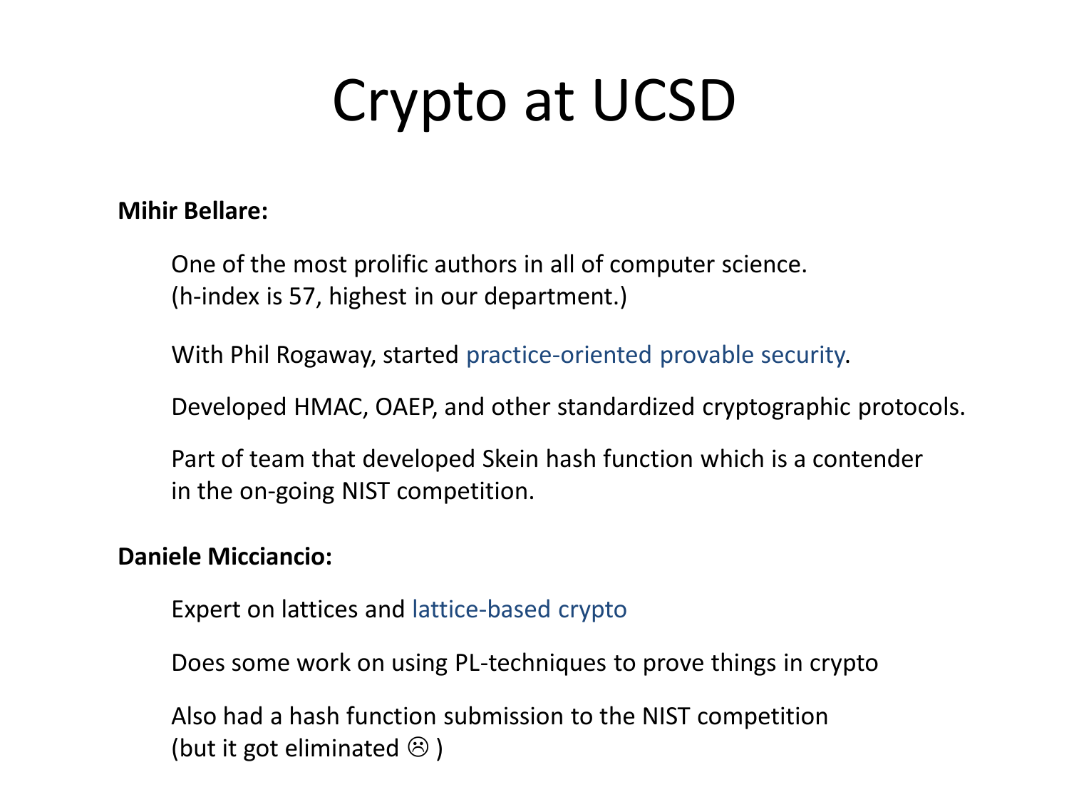# Crypto at UCSD

**Mihir Bellare:**

One of the most prolific authors in all of computer science.
(h-index is 57, highest in our department.)

With Phil Rogaway, started practice-oriented provable security.

Developed HMAC, OAEP, and other standardized cryptographic protocols.

Part of team that developed Skein hash function which is a contender in the on-going NIST competition.

**Daniele Micciancio:**

Expert on lattices and lattice-based crypto

Does some work on using PL-techniques to prove things in crypto

Also had a hash function submission to the NIST competition (but it got eliminated ☹ )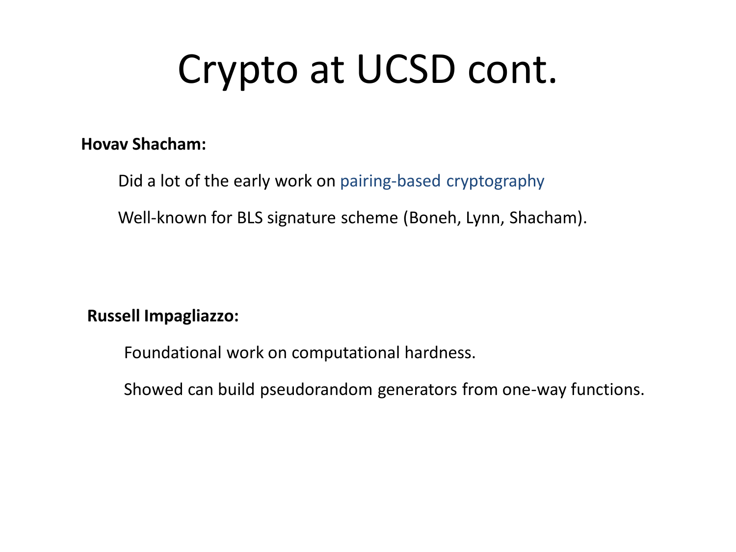# Crypto at UCSD cont.

**Hovav Shacham:**

Did a lot of the early work on pairing-based cryptography

Well-known for BLS signature scheme (Boneh, Lynn, Shacham).

**Russell Impagliazzo:**

Foundational work on computational hardness.

Showed can build pseudorandom generators from one-way functions.